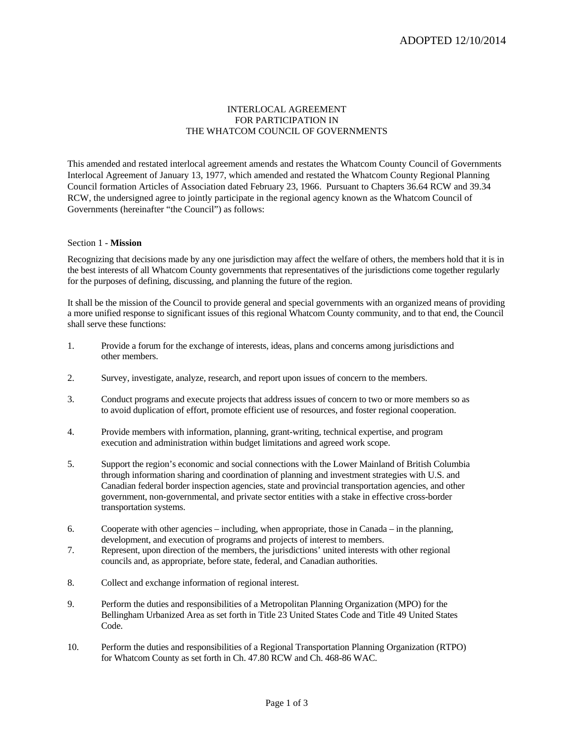ADOPTED 12/10/2014

# INTERLOCAL AGREEMENT
# FOR PARTICIPATION IN
# THE WHATCOM COUNCIL OF GOVERNMENTS

This amended and restated interlocal agreement amends and restates the Whatcom County Council of Governments Interlocal Agreement of January 13, 1977, which amended and restated the Whatcom County Regional Planning Council formation Articles of Association dated February 23, 1966. Pursuant to Chapters 36.64 RCW and 39.34 RCW, the undersigned agree to jointly participate in the regional agency known as the Whatcom Council of Governments (hereinafter "the Council") as follows:

## Section 1 - **Mission**

Recognizing that decisions made by any one jurisdiction may affect the welfare of others, the members hold that it is in the best interests of all Whatcom County governments that representatives of the jurisdictions come together regularly for the purposes of defining, discussing, and planning the future of the region.

It shall be the mission of the Council to provide general and special governments with an organized means of providing a more unified response to significant issues of this regional Whatcom County community, and to that end, the Council shall serve these functions:

1. Provide a forum for the exchange of interests, ideas, plans and concerns among jurisdictions and other members.

2. Survey, investigate, analyze, research, and report upon issues of concern to the members.

3. Conduct programs and execute projects that address issues of concern to two or more members so as to avoid duplication of effort, promote efficient use of resources, and foster regional cooperation.

4. Provide members with information, planning, grant-writing, technical expertise, and program execution and administration within budget limitations and agreed work scope.

5. Support the region's economic and social connections with the Lower Mainland of British Columbia through information sharing and coordination of planning and investment strategies with U.S. and Canadian federal border inspection agencies, state and provincial transportation agencies, and other government, non-governmental, and private sector entities with a stake in effective cross-border transportation systems.

6. Cooperate with other agencies – including, when appropriate, those in Canada – in the planning, development, and execution of programs and projects of interest to members.

7. Represent, upon direction of the members, the jurisdictions' united interests with other regional councils and, as appropriate, before state, federal, and Canadian authorities.

8. Collect and exchange information of regional interest.

9. Perform the duties and responsibilities of a Metropolitan Planning Organization (MPO) for the Bellingham Urbanized Area as set forth in Title 23 United States Code and Title 49 United States Code.

10. Perform the duties and responsibilities of a Regional Transportation Planning Organization (RTPO) for Whatcom County as set forth in Ch. 47.80 RCW and Ch. 468-86 WAC.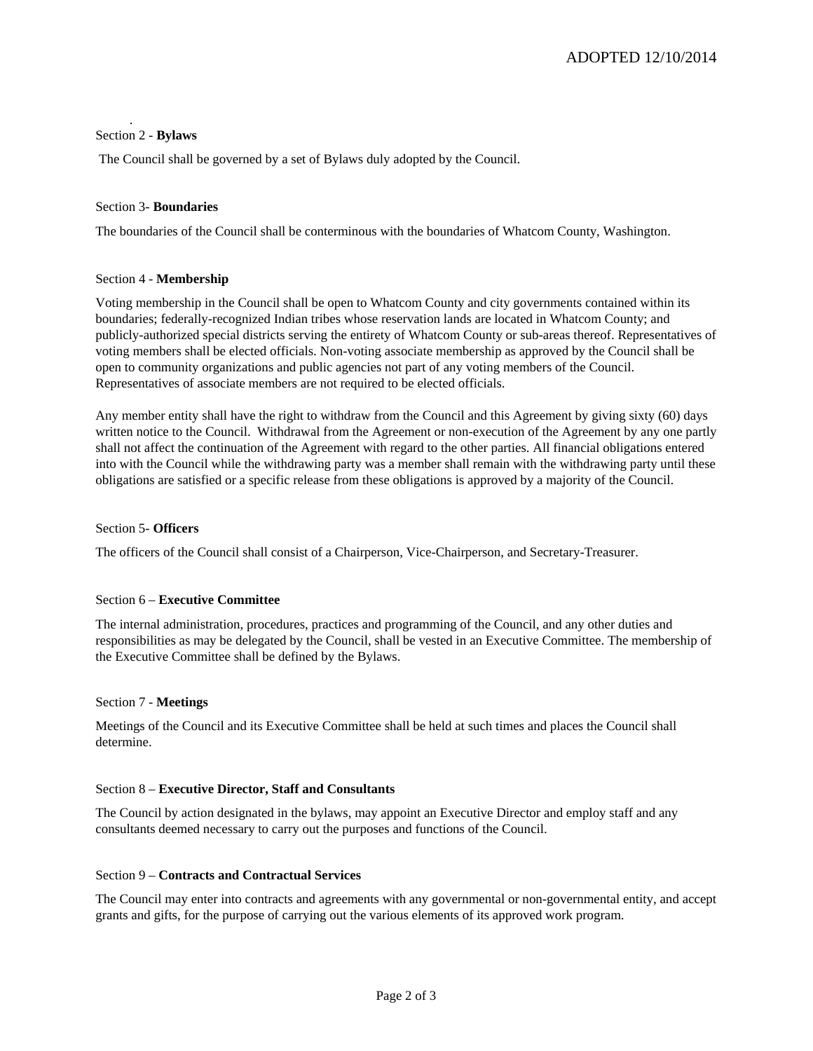Section 2 - **Bylaws**

The Council shall be governed by a set of Bylaws duly adopted by the Council.

Section 3- **Boundaries**

The boundaries of the Council shall be conterminous with the boundaries of Whatcom County, Washington.

Section 4 - **Membership**

Voting membership in the Council shall be open to Whatcom County and city governments contained within its boundaries; federally-recognized Indian tribes whose reservation lands are located in Whatcom County; and publicly-authorized special districts serving the entirety of Whatcom County or sub-areas thereof. Representatives of voting members shall be elected officials. Non-voting associate membership as approved by the Council shall be open to community organizations and public agencies not part of any voting members of the Council. Representatives of associate members are not required to be elected officials.

Any member entity shall have the right to withdraw from the Council and this Agreement by giving sixty (60) days written notice to the Council. Withdrawal from the Agreement or non-execution of the Agreement by any one partly shall not affect the continuation of the Agreement with regard to the other parties. All financial obligations entered into with the Council while the withdrawing party was a member shall remain with the withdrawing party until these obligations are satisfied or a specific release from these obligations is approved by a majority of the Council.

Section 5- **Officers**

The officers of the Council shall consist of a Chairperson, Vice-Chairperson, and Secretary-Treasurer.

Section 6 – **Executive Committee**

The internal administration, procedures, practices and programming of the Council, and any other duties and responsibilities as may be delegated by the Council, shall be vested in an Executive Committee. The membership of the Executive Committee shall be defined by the Bylaws.

Section 7 - **Meetings**

Meetings of the Council and its Executive Committee shall be held at such times and places the Council shall determine.

Section 8 – **Executive Director, Staff and Consultants**

The Council by action designated in the bylaws, may appoint an Executive Director and employ staff and any consultants deemed necessary to carry out the purposes and functions of the Council.

Section 9 – **Contracts and Contractual Services**

The Council may enter into contracts and agreements with any governmental or non-governmental entity, and accept grants and gifts, for the purpose of carrying out the various elements of its approved work program.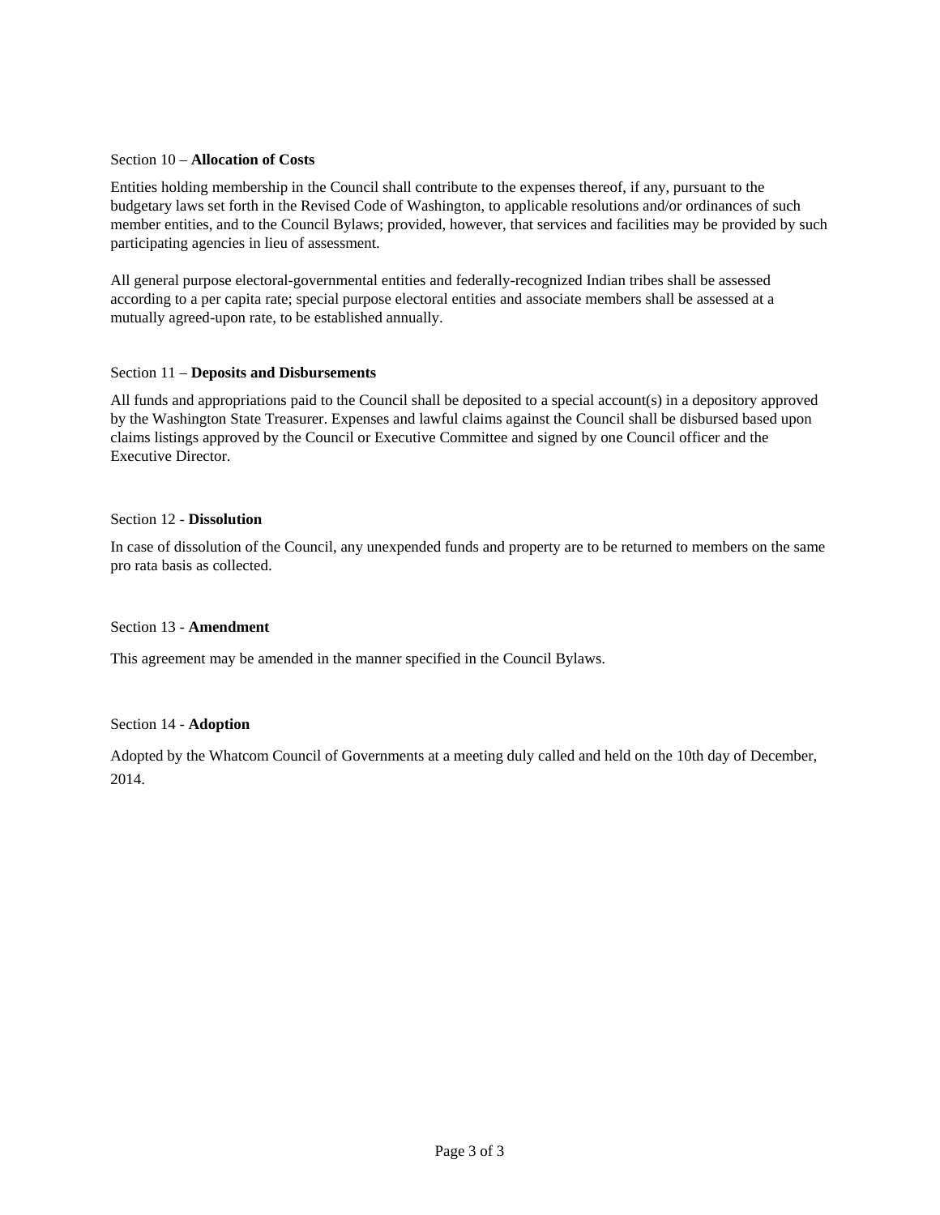Section 10 – **Allocation of Costs**

Entities holding membership in the Council shall contribute to the expenses thereof, if any, pursuant to the budgetary laws set forth in the Revised Code of Washington, to applicable resolutions and/or ordinances of such member entities, and to the Council Bylaws; provided, however, that services and facilities may be provided by such participating agencies in lieu of assessment.

All general purpose electoral-governmental entities and federally-recognized Indian tribes shall be assessed according to a per capita rate; special purpose electoral entities and associate members shall be assessed at a mutually agreed-upon rate, to be established annually.

Section 11 – **Deposits and Disbursements**

All funds and appropriations paid to the Council shall be deposited to a special account(s) in a depository approved by the Washington State Treasurer. Expenses and lawful claims against the Council shall be disbursed based upon claims listings approved by the Council or Executive Committee and signed by one Council officer and the Executive Director.

Section 12 - **Dissolution**

In case of dissolution of the Council, any unexpended funds and property are to be returned to members on the same pro rata basis as collected.

Section 13 - **Amendment**

This agreement may be amended in the manner specified in the Council Bylaws.

Section 14 - **Adoption**

Adopted by the Whatcom Council of Governments at a meeting duly called and held on the 10th day of December, 2014.